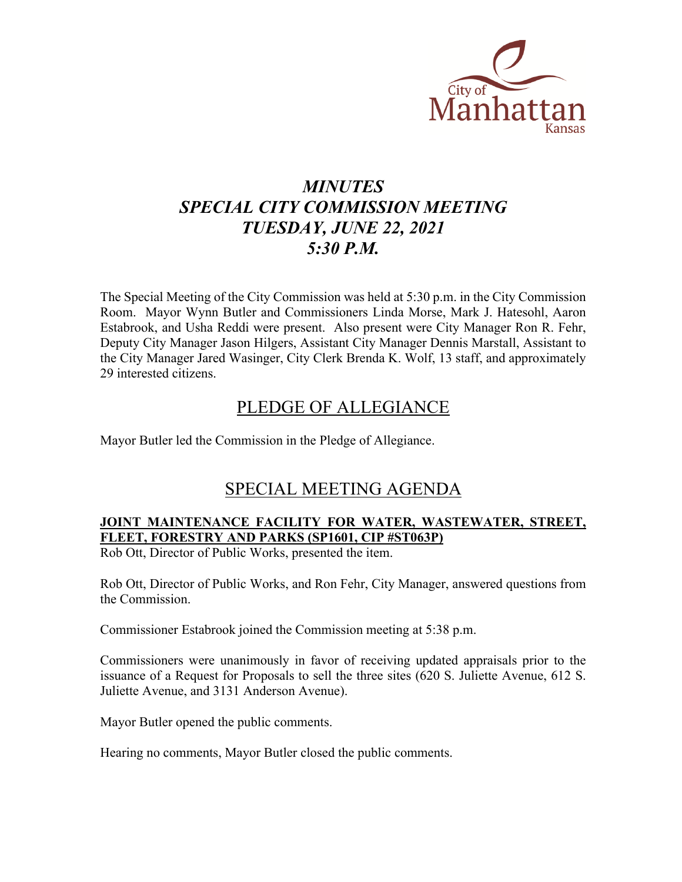City of Manhattan Kansas

# *MINUTES*
# *SPECIAL CITY COMMISSION MEETING*
# *TUESDAY, JUNE 22, 2021*
# *5:30 P.M.*

The Special Meeting of the City Commission was held at 5:30 p.m. in the City Commission Room. Mayor Wynn Butler and Commissioners Linda Morse, Mark J. Hatesohl, Aaron Estabrook, and Usha Reddi were present. Also present were City Manager Ron R. Fehr, Deputy City Manager Jason Hilgers, Assistant City Manager Dennis Marstall, Assistant to the City Manager Jared Wasinger, City Clerk Brenda K. Wolf, 13 staff, and approximately 29 interested citizens.

## PLEDGE OF ALLEGIANCE

Mayor Butler led the Commission in the Pledge of Allegiance.

## SPECIAL MEETING AGENDA

### JOINT MAINTENANCE FACILITY FOR WATER, WASTEWATER, STREET, FLEET, FORESTRY AND PARKS (SP1601, CIP #ST063P)

Rob Ott, Director of Public Works, presented the item.

Rob Ott, Director of Public Works, and Ron Fehr, City Manager, answered questions from the Commission.

Commissioner Estabrook joined the Commission meeting at 5:38 p.m.

Commissioners were unanimously in favor of receiving updated appraisals prior to the issuance of a Request for Proposals to sell the three sites (620 S. Juliette Avenue, 612 S. Juliette Avenue, and 3131 Anderson Avenue).

Mayor Butler opened the public comments.

Hearing no comments, Mayor Butler closed the public comments.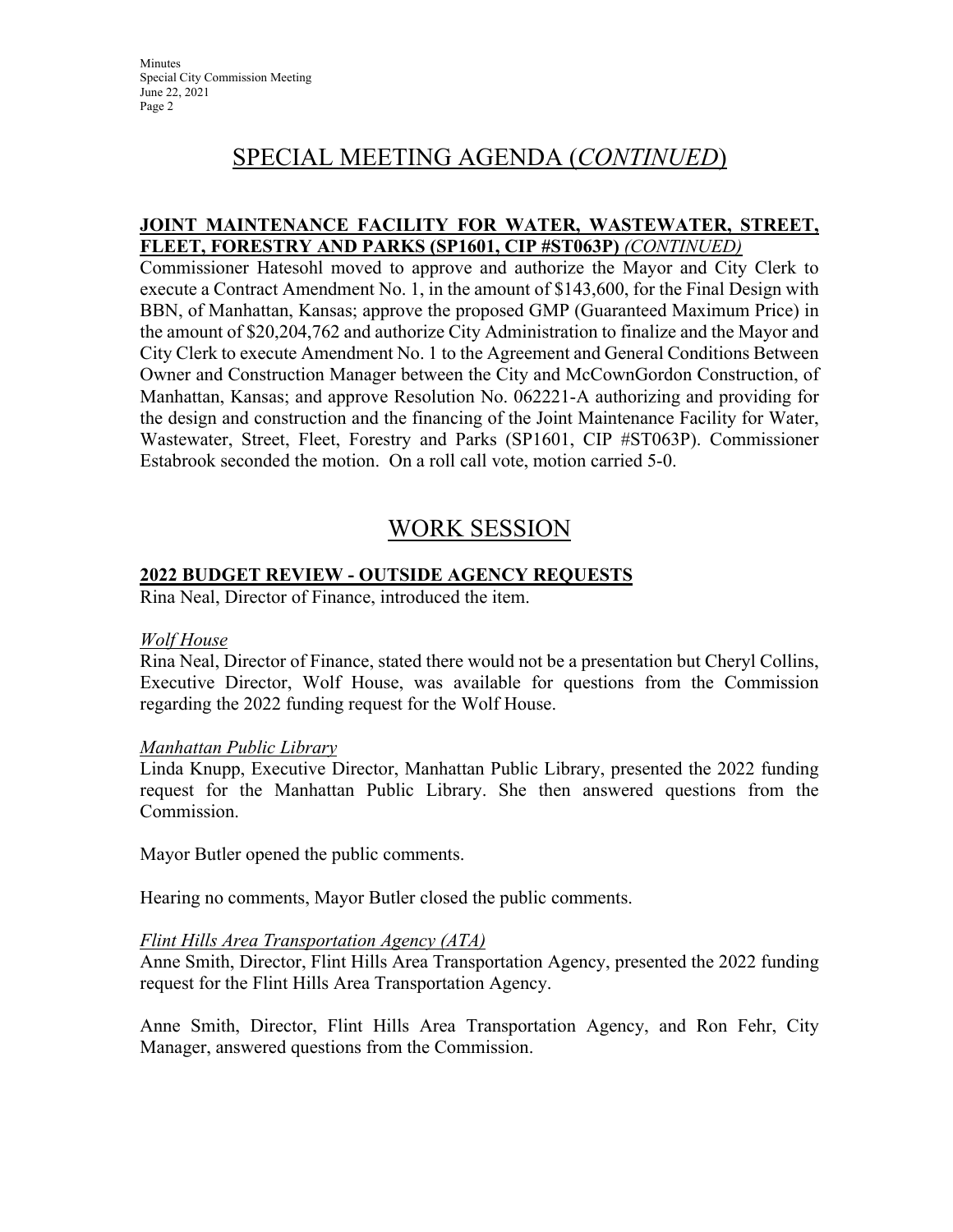# SPECIAL MEETING AGENDA (*CONTINUED*)

**JOINT MAINTENANCE FACILITY FOR WATER, WASTEWATER, STREET, FLEET, FORESTRY AND PARKS (SP1601, CIP #ST063P)** *(CONTINUED)*

Commissioner Hatesohl moved to approve and authorize the Mayor and City Clerk to execute a Contract Amendment No. 1, in the amount of $143,600, for the Final Design with BBN, of Manhattan, Kansas; approve the proposed GMP (Guaranteed Maximum Price) in the amount of $20,204,762 and authorize City Administration to finalize and the Mayor and City Clerk to execute Amendment No. 1 to the Agreement and General Conditions Between Owner and Construction Manager between the City and McCownGordon Construction, of Manhattan, Kansas; and approve Resolution No. 062221-A authorizing and providing for the design and construction and the financing of the Joint Maintenance Facility for Water, Wastewater, Street, Fleet, Forestry and Parks (SP1601, CIP #ST063P). Commissioner Estabrook seconded the motion. On a roll call vote, motion carried 5-0.

# WORK SESSION

**2022 BUDGET REVIEW - OUTSIDE AGENCY REQUESTS**

Rina Neal, Director of Finance, introduced the item.

*Wolf House*

Rina Neal, Director of Finance, stated there would not be a presentation but Cheryl Collins, Executive Director, Wolf House, was available for questions from the Commission regarding the 2022 funding request for the Wolf House.

*Manhattan Public Library*

Linda Knupp, Executive Director, Manhattan Public Library, presented the 2022 funding request for the Manhattan Public Library. She then answered questions from the Commission.

Mayor Butler opened the public comments.

Hearing no comments, Mayor Butler closed the public comments.

*Flint Hills Area Transportation Agency (ATA)*

Anne Smith, Director, Flint Hills Area Transportation Agency, presented the 2022 funding request for the Flint Hills Area Transportation Agency.

Anne Smith, Director, Flint Hills Area Transportation Agency, and Ron Fehr, City Manager, answered questions from the Commission.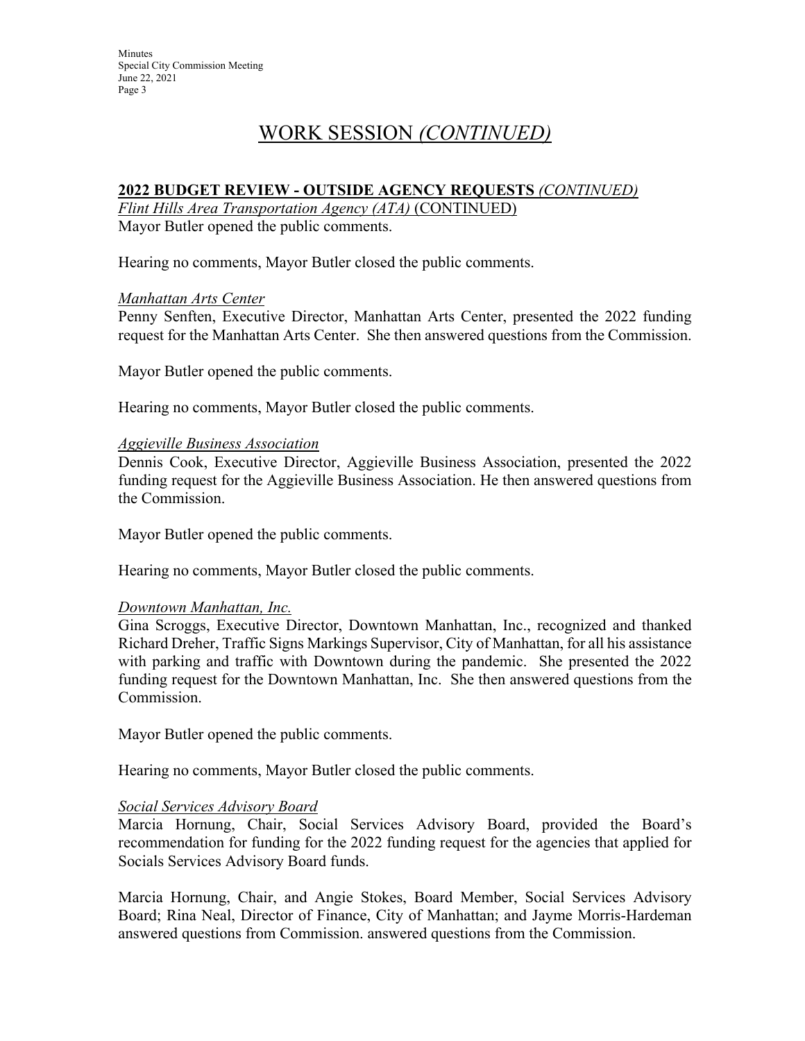# WORK SESSION *(CONTINUED)*

## 2022 BUDGET REVIEW - OUTSIDE AGENCY REQUESTS *(CONTINUED)*

*Flint Hills Area Transportation Agency (ATA)* (CONTINUED)

Mayor Butler opened the public comments.

Hearing no comments, Mayor Butler closed the public comments.

*Manhattan Arts Center*

Penny Senften, Executive Director, Manhattan Arts Center, presented the 2022 funding request for the Manhattan Arts Center. She then answered questions from the Commission.

Mayor Butler opened the public comments.

Hearing no comments, Mayor Butler closed the public comments.

*Aggieville Business Association*

Dennis Cook, Executive Director, Aggieville Business Association, presented the 2022 funding request for the Aggieville Business Association. He then answered questions from the Commission.

Mayor Butler opened the public comments.

Hearing no comments, Mayor Butler closed the public comments.

*Downtown Manhattan, Inc.*

Gina Scroggs, Executive Director, Downtown Manhattan, Inc., recognized and thanked Richard Dreher, Traffic Signs Markings Supervisor, City of Manhattan, for all his assistance with parking and traffic with Downtown during the pandemic. She presented the 2022 funding request for the Downtown Manhattan, Inc. She then answered questions from the Commission.

Mayor Butler opened the public comments.

Hearing no comments, Mayor Butler closed the public comments.

*Social Services Advisory Board*

Marcia Hornung, Chair, Social Services Advisory Board, provided the Board's recommendation for funding for the 2022 funding request for the agencies that applied for Socials Services Advisory Board funds.

Marcia Hornung, Chair, and Angie Stokes, Board Member, Social Services Advisory Board; Rina Neal, Director of Finance, City of Manhattan; and Jayme Morris-Hardeman answered questions from Commission. answered questions from the Commission.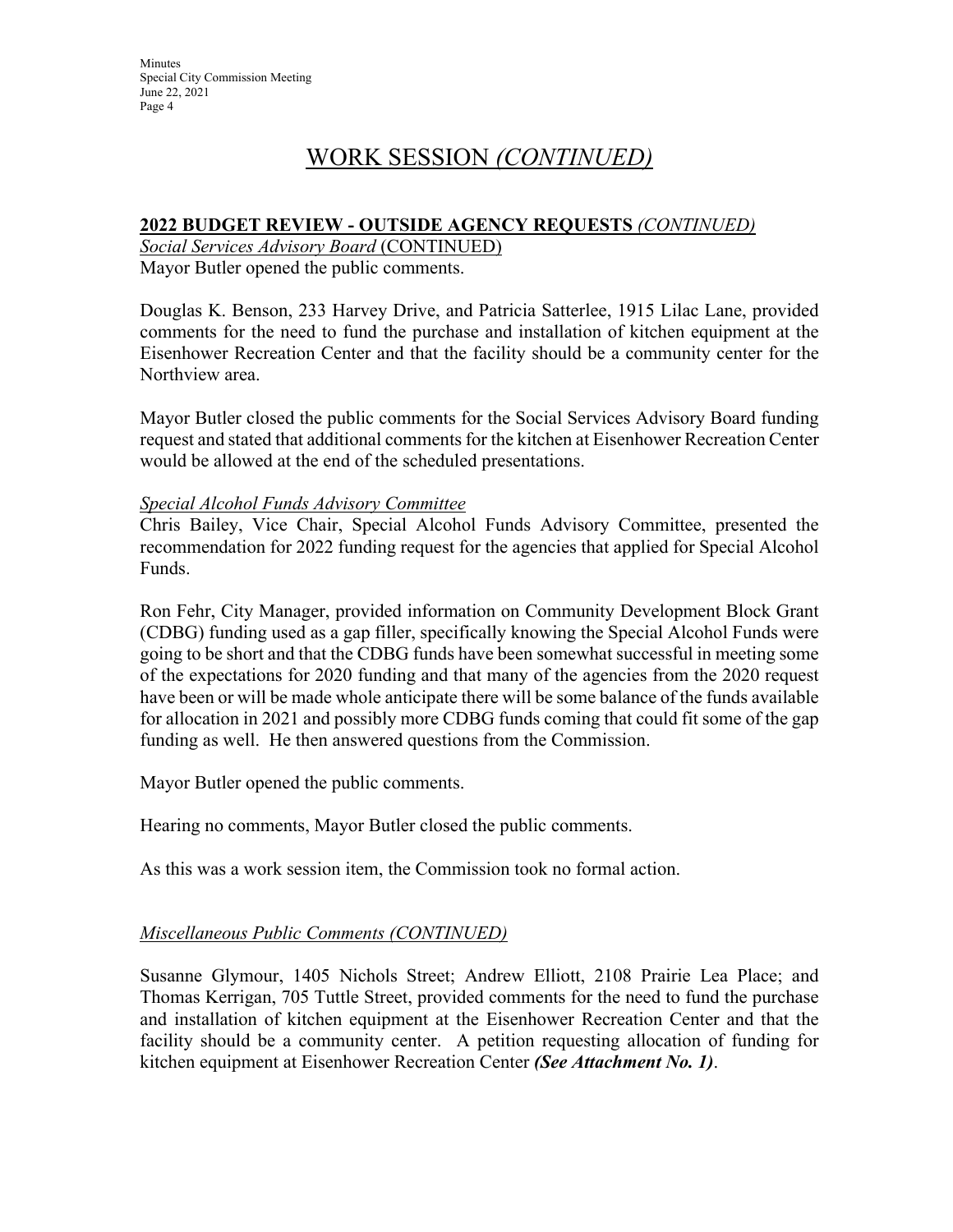# WORK SESSION *(CONTINUED)*

**2022 BUDGET REVIEW - OUTSIDE AGENCY REQUESTS** *(CONTINUED)*

*Social Services Advisory Board* (CONTINUED)

Mayor Butler opened the public comments.

Douglas K. Benson, 233 Harvey Drive, and Patricia Satterlee, 1915 Lilac Lane, provided comments for the need to fund the purchase and installation of kitchen equipment at the Eisenhower Recreation Center and that the facility should be a community center for the Northview area.

Mayor Butler closed the public comments for the Social Services Advisory Board funding request and stated that additional comments for the kitchen at Eisenhower Recreation Center would be allowed at the end of the scheduled presentations.

*Special Alcohol Funds Advisory Committee*

Chris Bailey, Vice Chair, Special Alcohol Funds Advisory Committee, presented the recommendation for 2022 funding request for the agencies that applied for Special Alcohol Funds.

Ron Fehr, City Manager, provided information on Community Development Block Grant (CDBG) funding used as a gap filler, specifically knowing the Special Alcohol Funds were going to be short and that the CDBG funds have been somewhat successful in meeting some of the expectations for 2020 funding and that many of the agencies from the 2020 request have been or will be made whole anticipate there will be some balance of the funds available for allocation in 2021 and possibly more CDBG funds coming that could fit some of the gap funding as well. He then answered questions from the Commission.

Mayor Butler opened the public comments.

Hearing no comments, Mayor Butler closed the public comments.

As this was a work session item, the Commission took no formal action.

*Miscellaneous Public Comments (CONTINUED)*

Susanne Glymour, 1405 Nichols Street; Andrew Elliott, 2108 Prairie Lea Place; and Thomas Kerrigan, 705 Tuttle Street, provided comments for the need to fund the purchase and installation of kitchen equipment at the Eisenhower Recreation Center and that the facility should be a community center. A petition requesting allocation of funding for kitchen equipment at Eisenhower Recreation Center ***(See Attachment No. 1)***.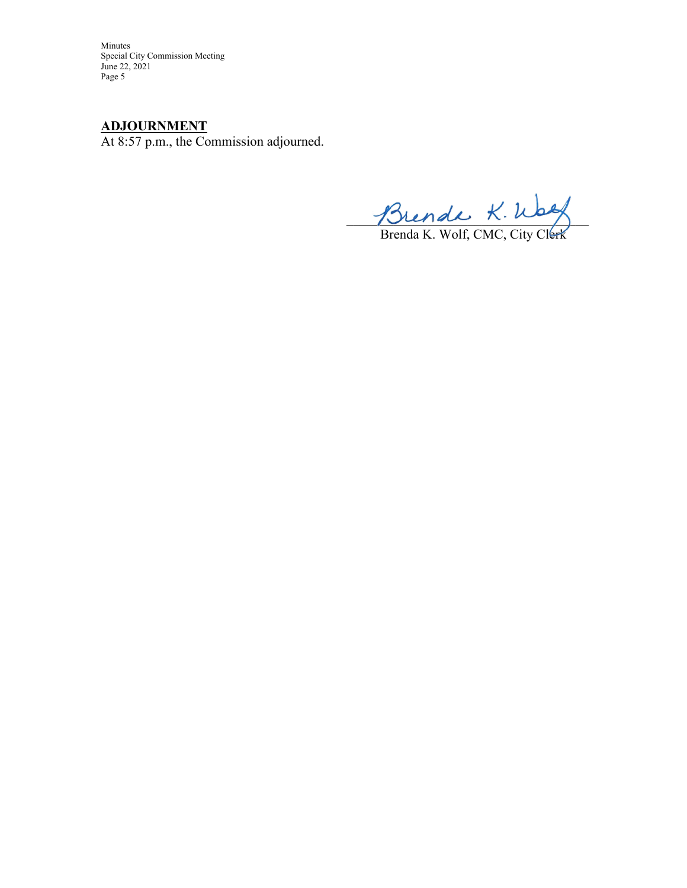**ADJOUNMENT**

At 8:57 p.m., the Commission adjourned.

Brenda K. Wolf

Brenda K. Wolf, CMC, City Clerk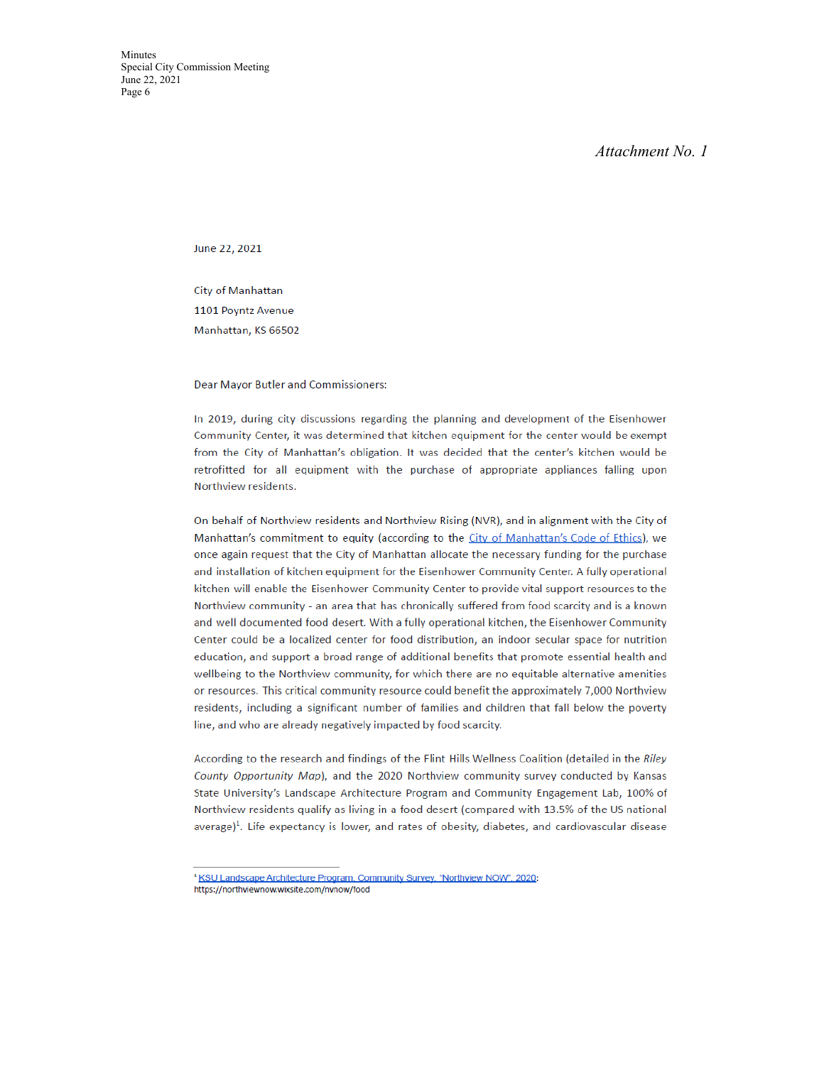*Attachment No. 1*

June 22, 2021

City of Manhattan
1101 Poyntz Avenue
Manhattan, KS 66502

Dear Mayor Butler and Commissioners:

In 2019, during city discussions regarding the planning and development of the Eisenhower Community Center, it was determined that kitchen equipment for the center would be exempt from the City of Manhattan's obligation. It was decided that the center's kitchen would be retrofitted for all equipment with the purchase of appropriate appliances falling upon Northview residents.

On behalf of Northview residents and Northview Rising (NVR), and in alignment with the City of Manhattan's commitment to equity (according to the City of Manhattan's Code of Ethics), we once again request that the City of Manhattan allocate the necessary funding for the purchase and installation of kitchen equipment for the Eisenhower Community Center. A fully operational kitchen will enable the Eisenhower Community Center to provide vital support resources to the Northview community - an area that has chronically suffered from food scarcity and is a known and well documented food desert. With a fully operational kitchen, the Eisenhower Community Center could be a localized center for food distribution, an indoor secular space for nutrition education, and support a broad range of additional benefits that promote essential health and wellbeing to the Northview community, for which there are no equitable alternative amenities or resources. This critical community resource could benefit the approximately 7,000 Northview residents, including a significant number of families and children that fall below the poverty line, and who are already negatively impacted by food scarcity.

According to the research and findings of the Flint Hills Wellness Coalition (detailed in the *Riley County Opportunity Map*), and the 2020 Northview community survey conducted by Kansas State University's Landscape Architecture Program and Community Engagement Lab, 100% of Northview residents qualify as living in a food desert (compared with 13.5% of the US national average)[1]. Life expectancy is lower, and rates of obesity, diabetes, and cardiovascular disease

[1] KSU Landscape Architecture Program, Community Survey, "Northview NOW", 2020: https://northviewnow.wixsite.com/nvnow/food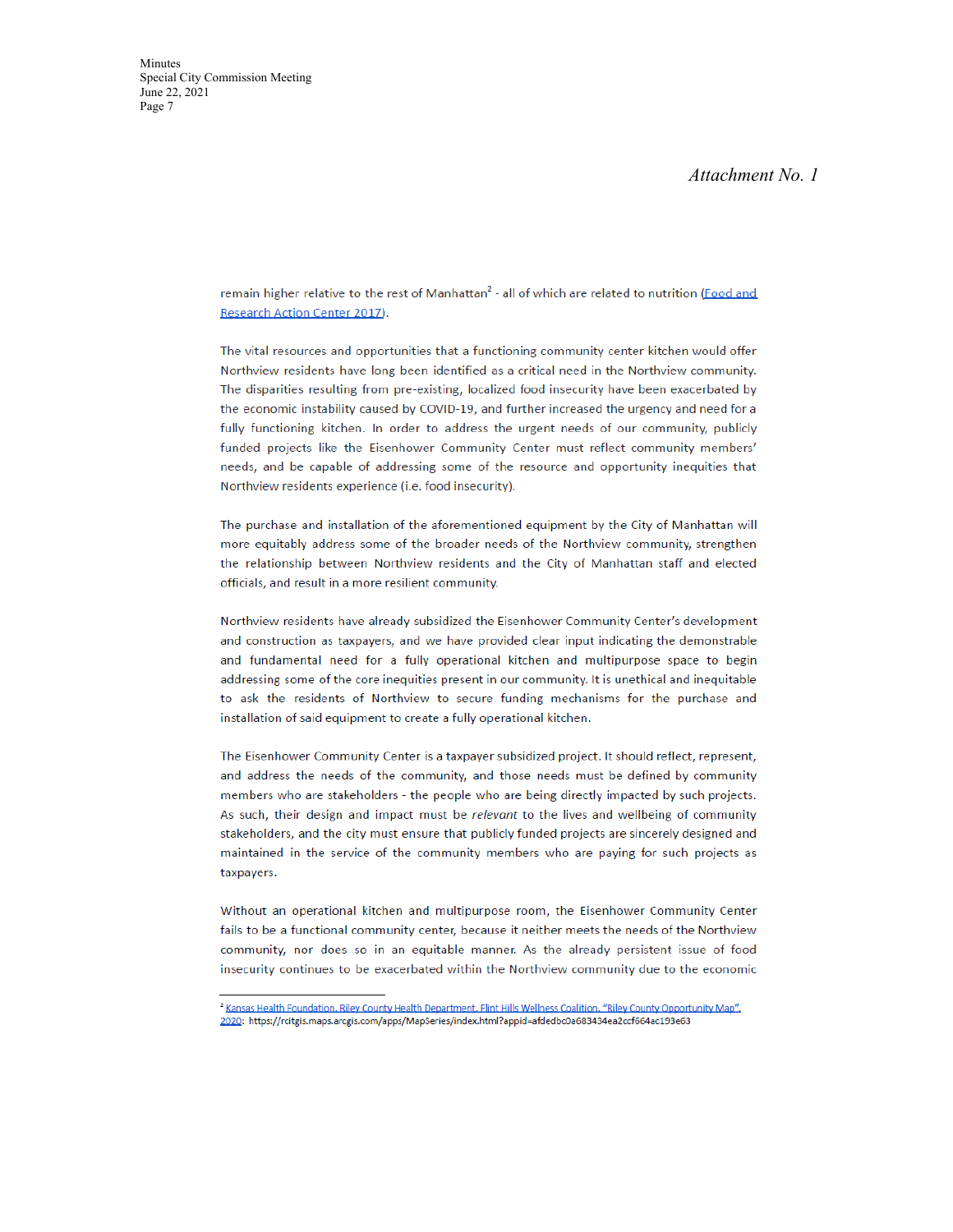*Attachment No. 1*

remain higher relative to the rest of Manhattan[2] - all of which are related to nutrition (Food and Research Action Center 2017).

The vital resources and opportunities that a functioning community center kitchen would offer Northview residents have long been identified as a critical need in the Northview community. The disparities resulting from pre-existing, localized food insecurity have been exacerbated by the economic instability caused by COVID-19, and further increased the urgency and need for a fully functioning kitchen. In order to address the urgent needs of our community, publicly funded projects like the Eisenhower Community Center must reflect community members' needs, and be capable of addressing some of the resource and opportunity inequities that Northview residents experience (i.e. food insecurity).

The purchase and installation of the aforementioned equipment by the City of Manhattan will more equitably address some of the broader needs of the Northview community, strengthen the relationship between Northview residents and the City of Manhattan staff and elected officials, and result in a more resilient community.

Northview residents have already subsidized the Eisenhower Community Center's development and construction as taxpayers, and we have provided clear input indicating the demonstrable and fundamental need for a fully operational kitchen and multipurpose space to begin addressing some of the core inequities present in our community. It is unethical and inequitable to ask the residents of Northview to secure funding mechanisms for the purchase and installation of said equipment to create a fully operational kitchen.

The Eisenhower Community Center is a taxpayer subsidized project. It should reflect, represent, and address the needs of the community, and those needs must be defined by community members who are stakeholders - the people who are being directly impacted by such projects. As such, their design and impact must be *relevant* to the lives and wellbeing of community stakeholders, and the city must ensure that publicly funded projects are sincerely designed and maintained in the service of the community members who are paying for such projects as taxpayers.

Without an operational kitchen and multipurpose room, the Eisenhower Community Center fails to be a functional community center, because it neither meets the needs of the Northview community, nor does so in an equitable manner. As the already persistent issue of food insecurity continues to be exacerbated within the Northview community due to the economic

---

[2] Kansas Health Foundation, Riley County Health Department, Flint Hills Wellness Coalition, "Riley County Opportunity Map", 2020: https://rcitgis.maps.arcgis.com/apps/MapSeries/index.html?appid=afdedbc0a683434ea2ccf664ac193e63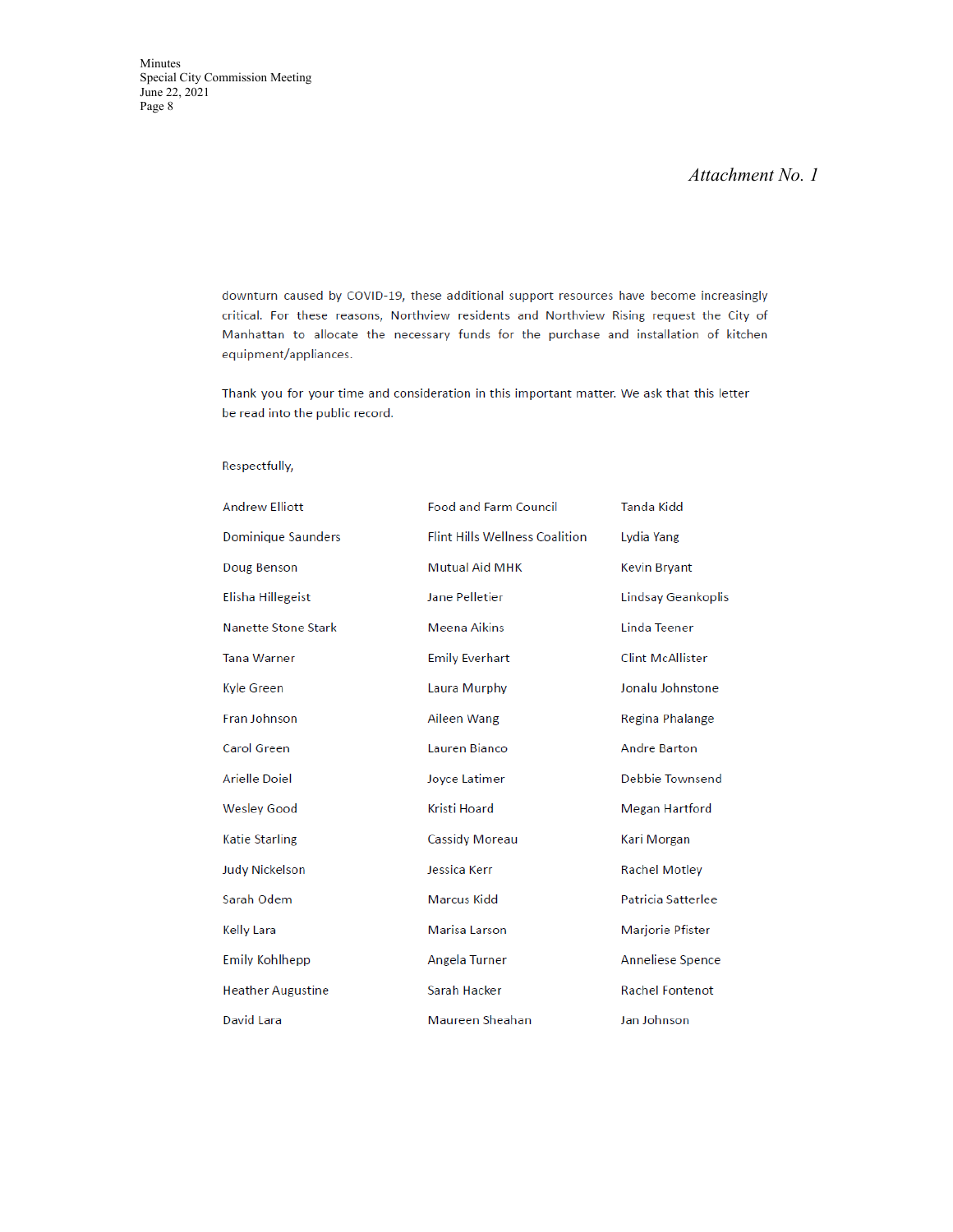*Attachment No. 1*

downturn caused by COVID-19, these additional support resources have become increasingly critical. For these reasons, Northview residents and Northview Rising request the City of Manhattan to allocate the necessary funds for the purchase and installation of kitchen equipment/appliances.

Thank you for your time and consideration in this important matter. We ask that this letter be read into the public record.

Respectfully,

| | | |
|---|---|---|
| Andrew Elliott | Food and Farm Council | Tanda Kidd |
| Dominique Saunders | Flint Hills Wellness Coalition | Lydia Yang |
| Doug Benson | Mutual Aid MHK | Kevin Bryant |
| Elisha Hillegeist | Jane Pelletier | Lindsay Geankoplis |
| Nanette Stone Stark | Meena Aikins | Linda Teener |
| Tana Warner | Emily Everhart | Clint McAllister |
| Kyle Green | Laura Murphy | Jonalu Johnstone |
| Fran Johnson | Aileen Wang | Regina Phalange |
| Carol Green | Lauren Bianco | Andre Barton |
| Arielle Doiel | Joyce Latimer | Debbie Townsend |
| Wesley Good | Kristi Hoard | Megan Hartford |
| Katie Starling | Cassidy Moreau | Kari Morgan |
| Judy Nickelson | Jessica Kerr | Rachel Motley |
| Sarah Odem | Marcus Kidd | Patricia Satterlee |
| Kelly Lara | Marisa Larson | Marjorie Pfister |
| Emily Kohlhepp | Angela Turner | Anneliese Spence |
| Heather Augustine | Sarah Hacker | Rachel Fontenot |
| David Lara | Maureen Sheahan | Jan Johnson |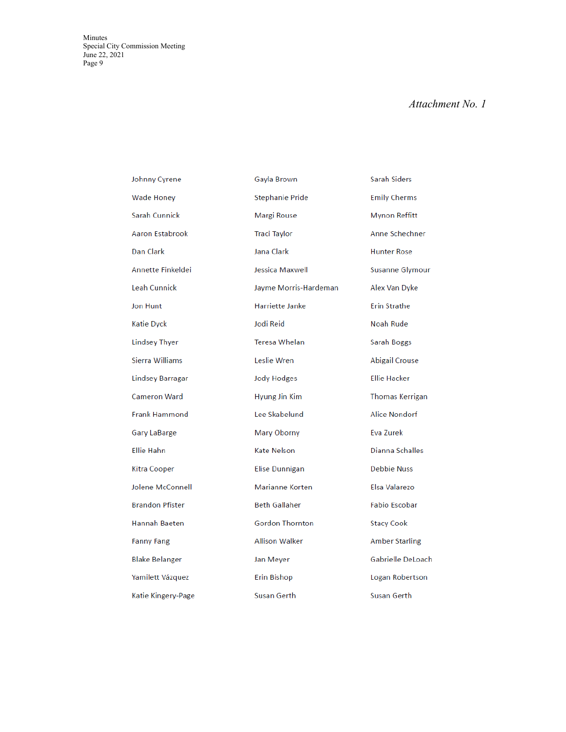*Attachment No. 1*

Johnny Cyrene
Wade Honey
Sarah Cunnick
Aaron Estabrook
Dan Clark
Annette Finkeldei
Leah Cunnick
Jon Hunt
Katie Dyck
Lindsey Thyer
Sierra Williams
Lindsey Barragar
Cameron Ward
Frank Hammond
Gary LaBarge
Ellie Hahn
Kitra Cooper
Jolene McConnell
Brandon Pfister
Hannah Baeten
Fanny Fang
Blake Belanger
Yamilett Vázquez
Katie Kingery-Page

Gayla Brown
Stephanie Pride
Margi Rouse
Traci Taylor
Jana Clark
Jessica Maxwell
Jayme Morris-Hardeman
Harriette Janke
Jodi Reid
Teresa Whelan
Leslie Wren
Jody Hodges
Hyung Jin Kim
Lee Skabelund
Mary Oborny
Kate Nelson
Elise Dunnigan
Marianne Korten
Beth Gallaher
Gordon Thornton
Allison Walker
Jan Meyer
Erin Bishop
Susan Gerth

Sarah Siders
Emily Cherms
Mynon Reffitt
Anne Schechner
Hunter Rose
Susanne Glymour
Alex Van Dyke
Erin Strathe
Noah Rude
Sarah Boggs
Abigail Crouse
Ellie Hacker
Thomas Kerrigan
Alice Nondorf
Eva Zurek
Dianna Schalles
Debbie Nuss
Elsa Valarezo
Fabio Escobar
Stacy Cook
Amber Starling
Gabrielle DeLoach
Logan Robertson
Susan Gerth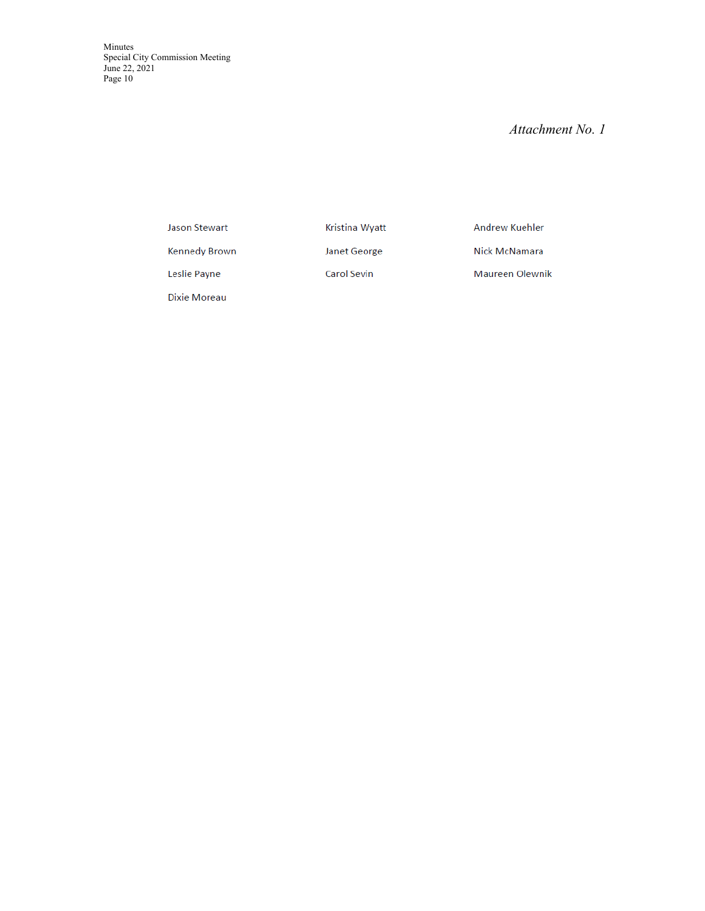*Attachment No. 1*

| | | |
|---|---|---|
| Jason Stewart | Kristina Wyatt | Andrew Kuehler |
| Kennedy Brown | Janet George | Nick McNamara |
| Leslie Payne | Carol Sevin | Maureen Olewnik |
| Dixie Moreau | | |